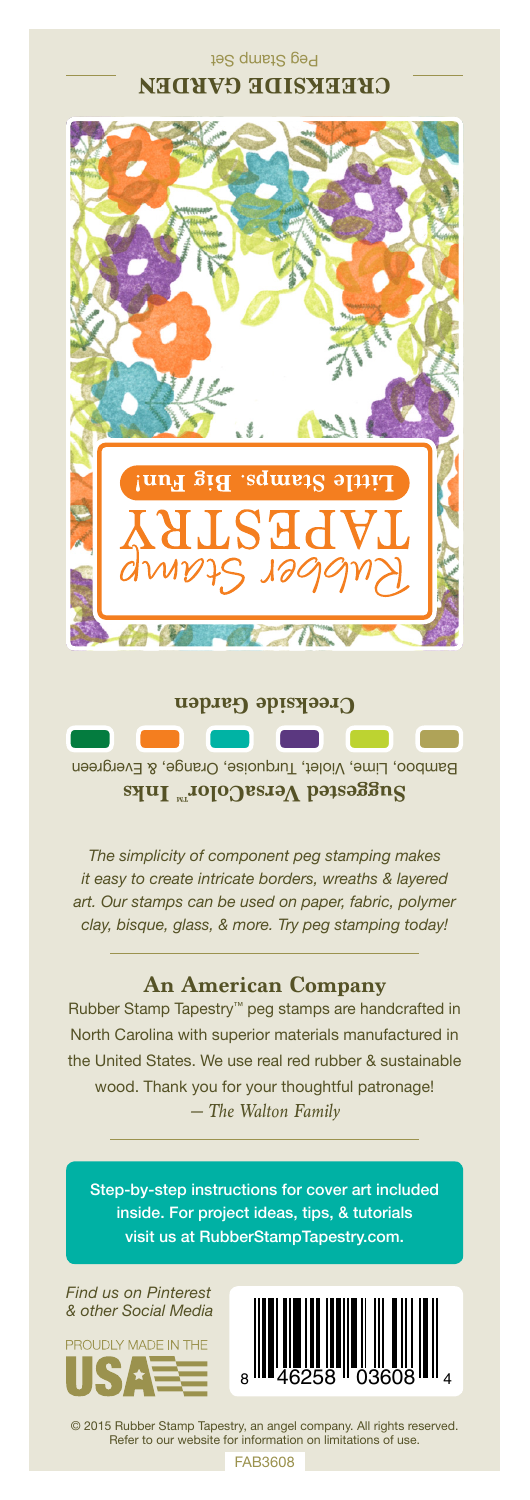# CREEKSIDE GARDEN

Peg Stamp Set

Rubber Stamp TAPESTRY

Little Stamps. Big Fun!

**Creekside Garden**

**Suggested VersaColor™ Inks**

Bamboo, Lime, Violet, Turquoise, Orange, & Evergreen

*The simplicity of component peg stamping makes it easy to create intricate borders, wreaths & layered art. Our stamps can be used on paper, fabric, polymer clay, bisque, glass, & more. Try peg stamping today!*

---

## An American Company

Rubber Stamp Tapestry™ peg stamps are handcrafted in North Carolina with superior materials manufactured in the United States. We use real red rubber & sustainable wood. Thank you for your thoughtful patronage!
*— The Walton Family*

---

Step-by-step instructions for cover art included inside. For project ideas, tips, & tutorials visit us at RubberStampTapestry.com.

*Find us on Pinterest & other Social Media*

PROUDLY MADE IN THE USA

8 46258 03608 4

© 2015 Rubber Stamp Tapestry, an angel company. All rights reserved. Refer to our website for information on limitations of use.

FAB3608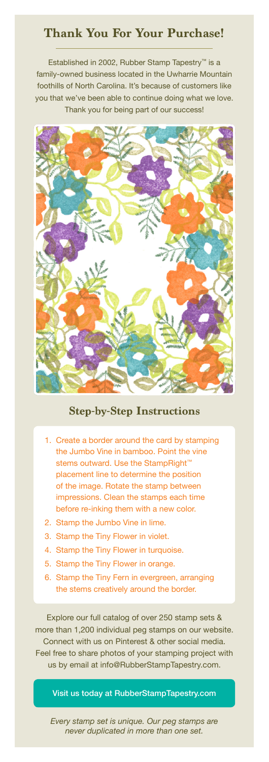## Thank You For Your Purchase!

Established in 2002, Rubber Stamp Tapestry™ is a family-owned business located in the Uwharrie Mountain foothills of North Carolina. It's because of customers like you that we've been able to continue doing what we love. Thank you for being part of our success!

### Step-by-Step Instructions

1. Create a border around the card by stamping the Jumbo Vine in bamboo. Point the vine stems outward. Use the StampRight™ placement line to determine the position of the image. Rotate the stamp between impressions. Clean the stamps each time before re-inking them with a new color.
2. Stamp the Jumbo Vine in lime.
3. Stamp the Tiny Flower in violet.
4. Stamp the Tiny Flower in turquoise.
5. Stamp the Tiny Flower in orange.
6. Stamp the Tiny Fern in evergreen, arranging the stems creatively around the border.

Explore our full catalog of over 250 stamp sets & more than 1,200 individual peg stamps on our website. Connect with us on Pinterest & other social media. Feel free to share photos of your stamping project with us by email at info@RubberStampTapestry.com.

Visit us today at RubberStampTapestry.com

*Every stamp set is unique. Our peg stamps are never duplicated in more than one set.*